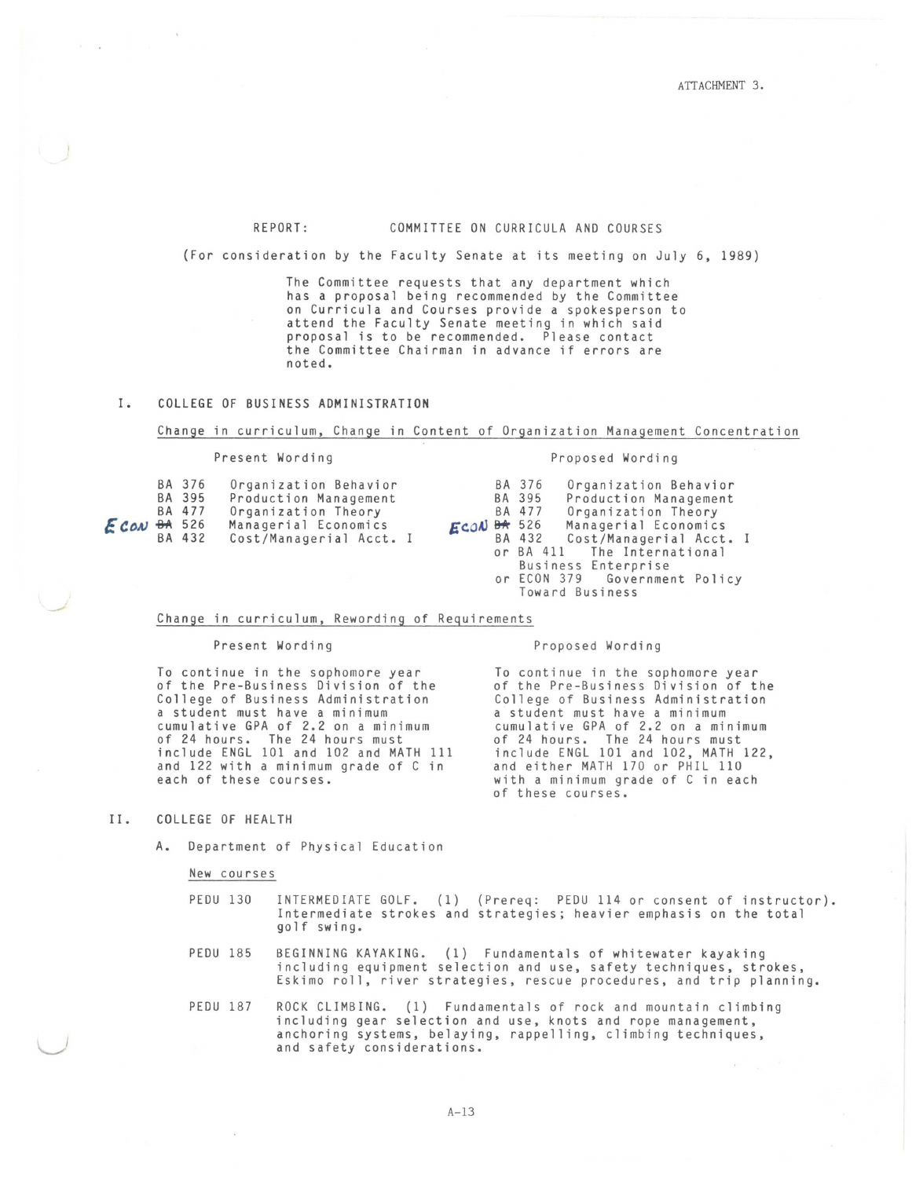ATTACHMENT 3.

REPORT: COMMITTEE ON CURRICULA AND COURSES

(For consideration by the Faculty Senate at its meeting on July 6, 1989)

The Committee requests that any department which has a proposal being recommended by the Committee on Curricula and Courses provide a spokesperson to attend the Faculty Senate meeting in which said proposal is to be recommended. Please contact the Committee Chairman in advance if errors are noted.

## I. COLLEGE OF BUSINESS ADMINISTRATION

Change in curriculum, Change in Content of Organization Management Concentration

| Present Wording | Proposed Wording |
|---|---|
| BA 376 Organization Behavior | BA 376 Organization Behavior |
| BA 395 Production Management | BA 395 Production Management |
| BA 477 Organization Theory | BA 477 Organization Theory |
| ECON ~~BA~~ 526 Managerial Economics | ECON ~~BA~~ 526 Managerial Economics |
| BA 432 Cost/Managerial Acct. I | BA 432 Cost/Managerial Acct. I or BA 411 The International Business Enterprise or ECON 379 Government Policy Toward Business |

Change in curriculum, Rewording of Requirements

| Present Wording | Proposed Wording |
|---|---|
| To continue in the sophomore year of the Pre-Business Division of the College of Business Administration a student must have a minimum cumulative GPA of 2.2 on a minimum of 24 hours. The 24 hours must include ENGL 101 and 102 and MATH 111 and 122 with a minimum grade of C in each of these courses. | To continue in the sophomore year of the Pre-Business Division of the College of Business Administration a student must have a minimum cumulative GPA of 2.2 on a minimum of 24 hours. The 24 hours must include ENGL 101 and 102, MATH 122, and either MATH 170 or PHIL 110 with a minimum grade of C in each of these courses. |

## II. COLLEGE OF HEALTH

### A. Department of Physical Education

New courses

PEDU 130 INTERMEDIATE GOLF. (1) (Prereq: PEDU 114 or consent of instructor). Intermediate strokes and strategies; heavier emphasis on the total golf swing.

PEDU 185 BEGINNING KAYAKING. (1) Fundamentals of whitewater kayaking including equipment selection and use, safety techniques, strokes, Eskimo roll, river strategies, rescue procedures, and trip planning.

PEDU 187 ROCK CLIMBING. (1) Fundamentals of rock and mountain climbing including gear selection and use, knots and rope management, anchoring systems, belaying, rappelling, climbing techniques, and safety considerations.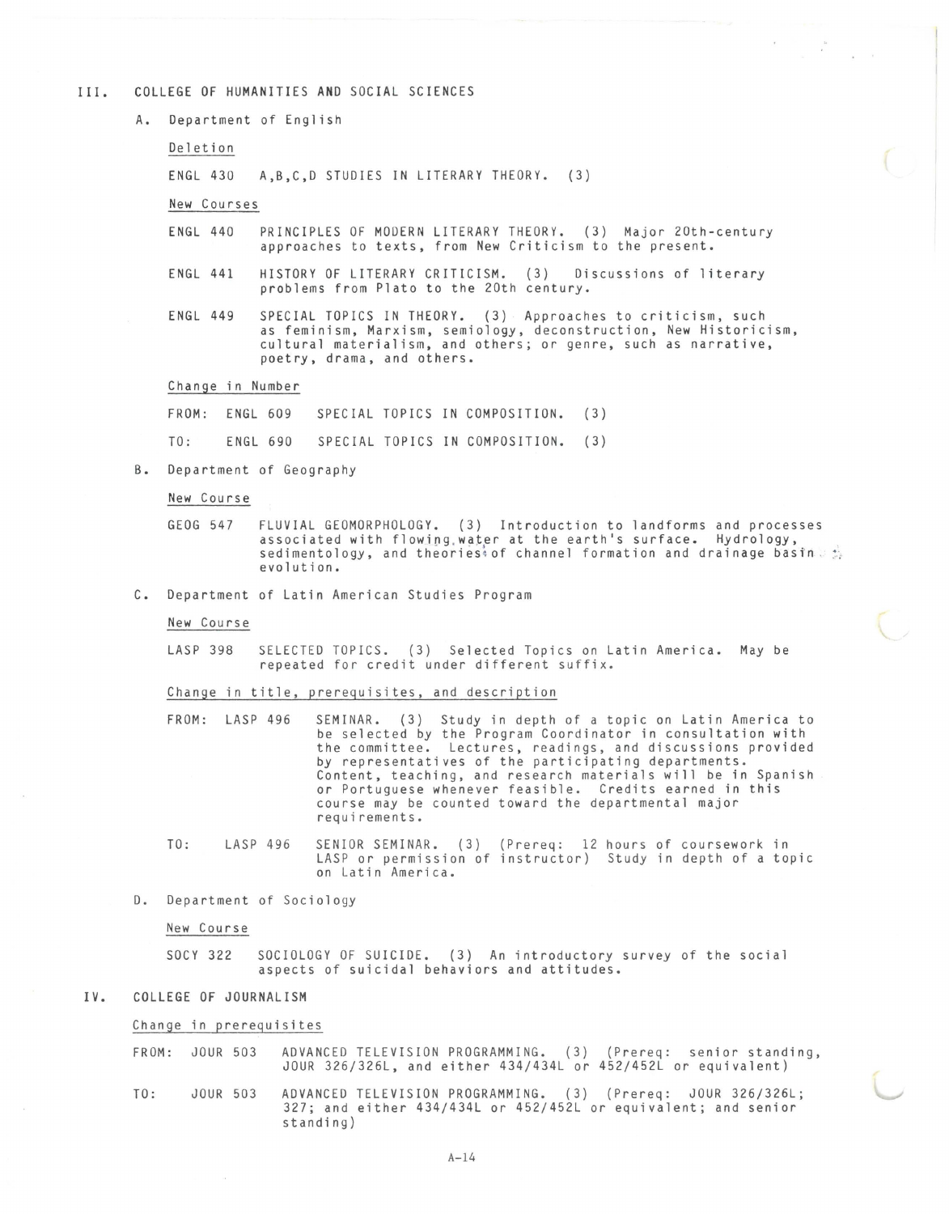## III. COLLEGE OF HUMANITIES AND SOCIAL SCIENCES

### A. Department of English

Deletion

ENGL 430 A,B,C,D STUDIES IN LITERARY THEORY. (3)

New Courses

ENGL 440 PRINCIPLES OF MODERN LITERARY THEORY. (3) Major 20th-century approaches to texts, from New Criticism to the present.

ENGL 441 HISTORY OF LITERARY CRITICISM. (3) Discussions of literary problems from Plato to the 20th century.

ENGL 449 SPECIAL TOPICS IN THEORY. (3) Approaches to criticism, such as feminism, Marxism, semiology, deconstruction, New Historicism, cultural materialism, and others; or genre, such as narrative, poetry, drama, and others.

Change in Number

FROM: ENGL 609 SPECIAL TOPICS IN COMPOSITION. (3)

TO: ENGL 690 SPECIAL TOPICS IN COMPOSITION. (3)

### B. Department of Geography

New Course

GEOG 547 FLUVIAL GEOMORPHOLOGY. (3) Introduction to landforms and processes associated with flowing water at the earth's surface. Hydrology, sedimentology, and theories of channel formation and drainage basin evolution.

### C. Department of Latin American Studies Program

New Course

LASP 398 SELECTED TOPICS. (3) Selected Topics on Latin America. May be repeated for credit under different suffix.

Change in title, prerequisites, and description

FROM: LASP 496 SEMINAR. (3) Study in depth of a topic on Latin America to be selected by the Program Coordinator in consultation with the committee. Lectures, readings, and discussions provided by representatives of the participating departments. Content, teaching, and research materials will be in Spanish or Portuguese whenever feasible. Credits earned in this course may be counted toward the departmental major requirements.

TO: LASP 496 SENIOR SEMINAR. (3) (Prereq: 12 hours of coursework in LASP or permission of instructor) Study in depth of a topic on Latin America.

### D. Department of Sociology

New Course

SOCY 322 SOCIOLOGY OF SUICIDE. (3) An introductory survey of the social aspects of suicidal behaviors and attitudes.

## IV. COLLEGE OF JOURNALISM

Change in prerequisites

FROM: JOUR 503 ADVANCED TELEVISION PROGRAMMING. (3) (Prereq: senior standing, JOUR 326/326L, and either 434/434L or 452/452L or equivalent)

TO: JOUR 503 ADVANCED TELEVISION PROGRAMMING. (3) (Prereq: JOUR 326/326L; 327; and either 434/434L or 452/452L or equivalent; and senior standing)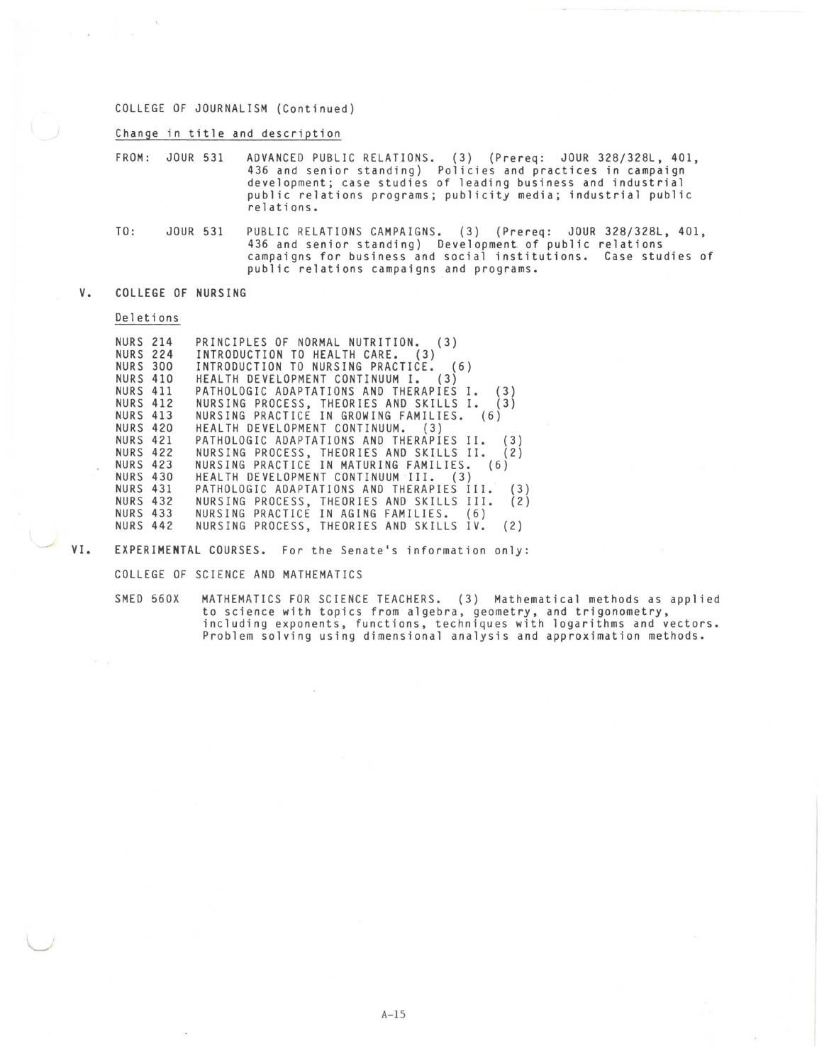COLLEGE OF JOURNALISM (Continued)

Change in title and description

FROM: JOUR 531 ADVANCED PUBLIC RELATIONS. (3) (Prereq: JOUR 328/328L, 401, 436 and senior standing) Policies and practices in campaign development; case studies of leading business and industrial public relations programs; publicity media; industrial public relations.

TO: JOUR 531 PUBLIC RELATIONS CAMPAIGNS. (3) (Prereq: JOUR 328/328L, 401, 436 and senior standing) Development of public relations campaigns for business and social institutions. Case studies of public relations campaigns and programs.

## V. COLLEGE OF NURSING

Deletions

| | |
|---|---|
| NURS 214 | PRINCIPLES OF NORMAL NUTRITION. (3) |
| NURS 224 | INTRODUCTION TO HEALTH CARE. (3) |
| NURS 300 | INTRODUCTION TO NURSING PRACTICE. (6) |
| NURS 410 | HEALTH DEVELOPMENT CONTINUUM I. (3) |
| NURS 411 | PATHOLOGIC ADAPTATIONS AND THERAPIES I. (3) |
| NURS 412 | NURSING PROCESS, THEORIES AND SKILLS I. (3) |
| NURS 413 | NURSING PRACTICE IN GROWING FAMILIES. (6) |
| NURS 420 | HEALTH DEVELOPMENT CONTINUUM. (3) |
| NURS 421 | PATHOLOGIC ADAPTATIONS AND THERAPIES II. (3) |
| NURS 422 | NURSING PROCESS, THEORIES AND SKILLS II. (2) |
| NURS 423 | NURSING PRACTICE IN MATURING FAMILIES. (6) |
| NURS 430 | HEALTH DEVELOPMENT CONTINUUM III. (3) |
| NURS 431 | PATHOLOGIC ADAPTATIONS AND THERAPIES III. (3) |
| NURS 432 | NURSING PROCESS, THEORIES AND SKILLS III. (2) |
| NURS 433 | NURSING PRACTICE IN AGING FAMILIES. (6) |
| NURS 442 | NURSING PROCESS, THEORIES AND SKILLS IV. (2) |

## VI. EXPERIMENTAL COURSES. For the Senate's information only:

COLLEGE OF SCIENCE AND MATHEMATICS

SMED 560X MATHEMATICS FOR SCIENCE TEACHERS. (3) Mathematical methods as applied to science with topics from algebra, geometry, and trigonometry, including exponents, functions, techniques with logarithms and vectors. Problem solving using dimensional analysis and approximation methods.